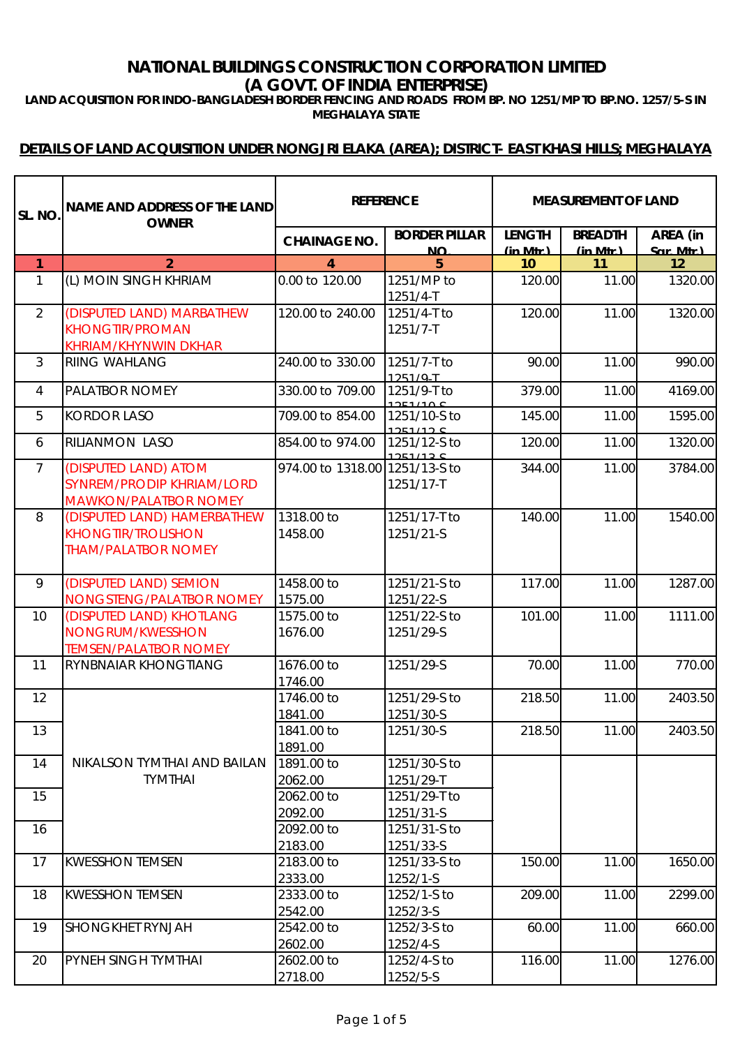# NATIONAL BUILDINGS CONSTRUCTION CORPORATION LIMITED
## (A GOVT. OF INDIA ENTERPRISE)

**LAND ACQUISITION FOR INDO-BANGLADESH BORDER FENCING AND ROADS FROM BP. NO 1251/MP TO BP.NO. 1257/5-S IN MEGHALAYA STATE**

**DETAILS OF LAND ACQUISITION UNDER NONGJRI ELAKA (AREA); DISTRICT- EAST KHASI HILLS; MEGHALAYA**

| SL. NO. | NAME AND ADDRESS OF THE LAND OWNER | REFERENCE | | MEASUREMENT OF LAND | | |
|---|---|---|---|---|---|---|
| | | CHAINAGE NO. | BORDER PILLAR NO. | LENGTH (in Mtr.) | BREADTH (in Mtr.) | AREA (in Sqr. Mtr.) |
| 1 | 2 | 4 | 5 | 10 | 11 | 12 |
| 1 | (L) MOIN SINGH KHRIAM | 0.00 to 120.00 | 1251/MP to 1251/4-T | 120.00 | 11.00 | 1320.00 |
| 2 | (DISPUTED LAND) MARBATHEW KHONGTIR/PROMAN KHRIAM/KHYNWIN DKHAR | 120.00 to 240.00 | 1251/4-T to 1251/7-T | 120.00 | 11.00 | 1320.00 |
| 3 | RIING WAHLANG | 240.00 to 330.00 | 1251/7-T to 1251/9-T | 90.00 | 11.00 | 990.00 |
| 4 | PALATBOR NOMEY | 330.00 to 709.00 | 1251/9-T to 1251/10-S | 379.00 | 11.00 | 4169.00 |
| 5 | KORDOR LASO | 709.00 to 854.00 | 1251/10-S to 1251/12-S | 145.00 | 11.00 | 1595.00 |
| 6 | RILIANMON LASO | 854.00 to 974.00 | 1251/12-S to 1251/13-S | 120.00 | 11.00 | 1320.00 |
| 7 | (DISPUTED LAND) ATOM SYNREM/PRODIP KHRIAM/LORD MAWKON/PALATBOR NOMEY | 974.00 to 1318.00 | 1251/13-S to 1251/17-T | 344.00 | 11.00 | 3784.00 |
| 8 | (DISPUTED LAND) HAMERBATHEW KHONGTIR/TROLISHON THAM/PALATBOR NOMEY | 1318.00 to 1458.00 | 1251/17-T to 1251/21-S | 140.00 | 11.00 | 1540.00 |
| 9 | (DISPUTED LAND) SEMION NONGSTENG/PALATBOR NOMEY | 1458.00 to 1575.00 | 1251/21-S to 1251/22-S | 117.00 | 11.00 | 1287.00 |
| 10 | (DISPUTED LAND) KHOTLANG NONGRUM/KWESSHON TEMSEN/PALATBOR NOMEY | 1575.00 to 1676.00 | 1251/22-S to 1251/29-S | 101.00 | 11.00 | 1111.00 |
| 11 | RYNBNAIAR KHONGTIANG | 1676.00 to 1746.00 | 1251/29-S | 70.00 | 11.00 | 770.00 |
| 12 | NIKALSON TYMTHAI AND BAILAN TYMTHAI | 1746.00 to 1841.00 | 1251/29-S to 1251/30-S | 218.50 | 11.00 | 2403.50 |
| 13 | | 1841.00 to 1891.00 | 1251/30-S | 218.50 | 11.00 | 2403.50 |
| 14 | | 1891.00 to 2062.00 | 1251/30-S to 1251/29-T | | | |
| 15 | | 2062.00 to 2092.00 | 1251/29-T to 1251/31-S | | | |
| 16 | | 2092.00 to 2183.00 | 1251/31-S to 1251/33-S | | | |
| 17 | KWESSHON TEMSEN | 2183.00 to 2333.00 | 1251/33-S to 1252/1-S | 150.00 | 11.00 | 1650.00 |
| 18 | KWESSHON TEMSEN | 2333.00 to 2542.00 | 1252/1-S to 1252/3-S | 209.00 | 11.00 | 2299.00 |
| 19 | SHONGKHET RYNJAH | 2542.00 to 2602.00 | 1252/3-S to 1252/4-S | 60.00 | 11.00 | 660.00 |
| 20 | PYNEH SINGH TYMTHAI | 2602.00 to 2718.00 | 1252/4-S to 1252/5-S | 116.00 | 11.00 | 1276.00 |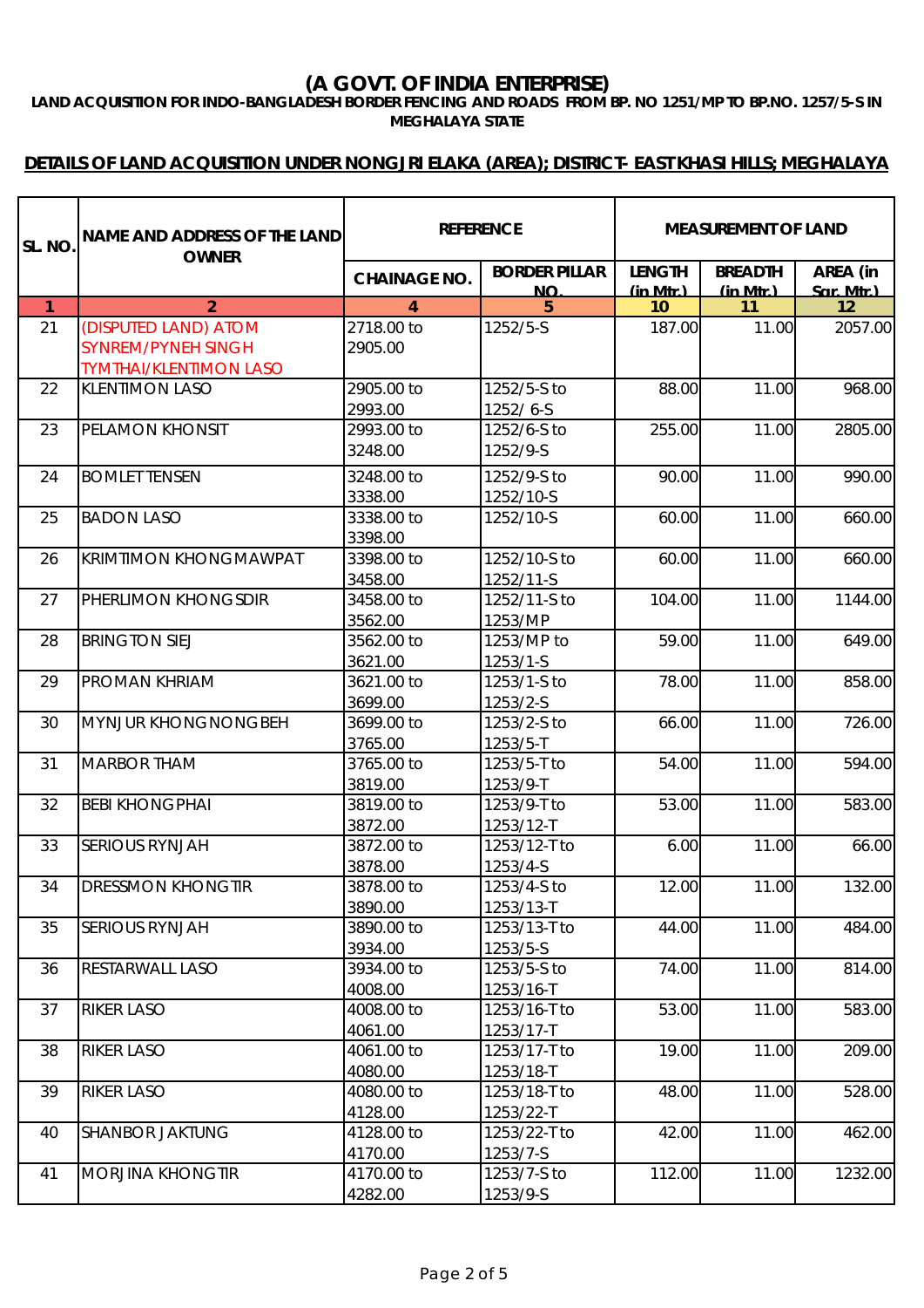# (A GOVT. OF INDIA ENTERPRISE)

**LAND ACQUISITION FOR INDO-BANGLADESH BORDER FENCING AND ROADS FROM BP. NO 1251/MP TO BP.NO. 1257/5-S IN MEGHALAYA STATE**

**DETAILS OF LAND ACQUISITION UNDER NONGJRI ELAKA (AREA); DISTRICT- EAST KHASI HILLS; MEGHALAYA**

| SL. NO. | NAME AND ADDRESS OF THE LAND OWNER | REFERENCE | | MEASUREMENT OF LAND | | |
|---|---|---|---|---|---|---|
| | | CHAINAGE NO. | BORDER PILLAR NO. | LENGTH (in Mtr.) | BREADTH (in Mtr.) | AREA (in Sqr. Mtr.) |
| 1 | 2 | 4 | 5 | 10 | 11 | 12 |
| 21 | (DISPUTED LAND) ATOM SYNREM/PYNEH SINGH TYMTHAI/KLENTIMON LASO | 2718.00 to 2905.00 | 1252/5-S | 187.00 | 11.00 | 2057.00 |
| 22 | KLENTIMON LASO | 2905.00 to 2993.00 | 1252/5-S to 1252/ 6-S | 88.00 | 11.00 | 968.00 |
| 23 | PELAMON KHONSIT | 2993.00 to 3248.00 | 1252/6-S to 1252/9-S | 255.00 | 11.00 | 2805.00 |
| 24 | BOMLET TENSEN | 3248.00 to 3338.00 | 1252/9-S to 1252/10-S | 90.00 | 11.00 | 990.00 |
| 25 | BADON LASO | 3338.00 to 3398.00 | 1252/10-S | 60.00 | 11.00 | 660.00 |
| 26 | KRIMTIMON KHONGMAWPAT | 3398.00 to 3458.00 | 1252/10-S to 1252/11-S | 60.00 | 11.00 | 660.00 |
| 27 | PHERLIMON KHONGSDIR | 3458.00 to 3562.00 | 1252/11-S to 1253/MP | 104.00 | 11.00 | 1144.00 |
| 28 | BRINGTON SIEJ | 3562.00 to 3621.00 | 1253/MP to 1253/1-S | 59.00 | 11.00 | 649.00 |
| 29 | PROMAN KHRIAM | 3621.00 to 3699.00 | 1253/1-S to 1253/2-S | 78.00 | 11.00 | 858.00 |
| 30 | MYNJUR KHONGNONGBEH | 3699.00 to 3765.00 | 1253/2-S to 1253/5-T | 66.00 | 11.00 | 726.00 |
| 31 | MARBOR THAM | 3765.00 to 3819.00 | 1253/5-T to 1253/9-T | 54.00 | 11.00 | 594.00 |
| 32 | BEBI KHONGPHAI | 3819.00 to 3872.00 | 1253/9-T to 1253/12-T | 53.00 | 11.00 | 583.00 |
| 33 | SERIOUS RYNJAH | 3872.00 to 3878.00 | 1253/12-T to 1253/4-S | 6.00 | 11.00 | 66.00 |
| 34 | DRESSMON KHONGTIR | 3878.00 to 3890.00 | 1253/4-S to 1253/13-T | 12.00 | 11.00 | 132.00 |
| 35 | SERIOUS RYNJAH | 3890.00 to 3934.00 | 1253/13-T to 1253/5-S | 44.00 | 11.00 | 484.00 |
| 36 | RESTARWALL LASO | 3934.00 to 4008.00 | 1253/5-S to 1253/16-T | 74.00 | 11.00 | 814.00 |
| 37 | RIKER LASO | 4008.00 to 4061.00 | 1253/16-T to 1253/17-T | 53.00 | 11.00 | 583.00 |
| 38 | RIKER LASO | 4061.00 to 4080.00 | 1253/17-T to 1253/18-T | 19.00 | 11.00 | 209.00 |
| 39 | RIKER LASO | 4080.00 to 4128.00 | 1253/18-T to 1253/22-T | 48.00 | 11.00 | 528.00 |
| 40 | SHANBOR JAKTUNG | 4128.00 to 4170.00 | 1253/22-T to 1253/7-S | 42.00 | 11.00 | 462.00 |
| 41 | MORJINA KHONGTIR | 4170.00 to 4282.00 | 1253/7-S to 1253/9-S | 112.00 | 11.00 | 1232.00 |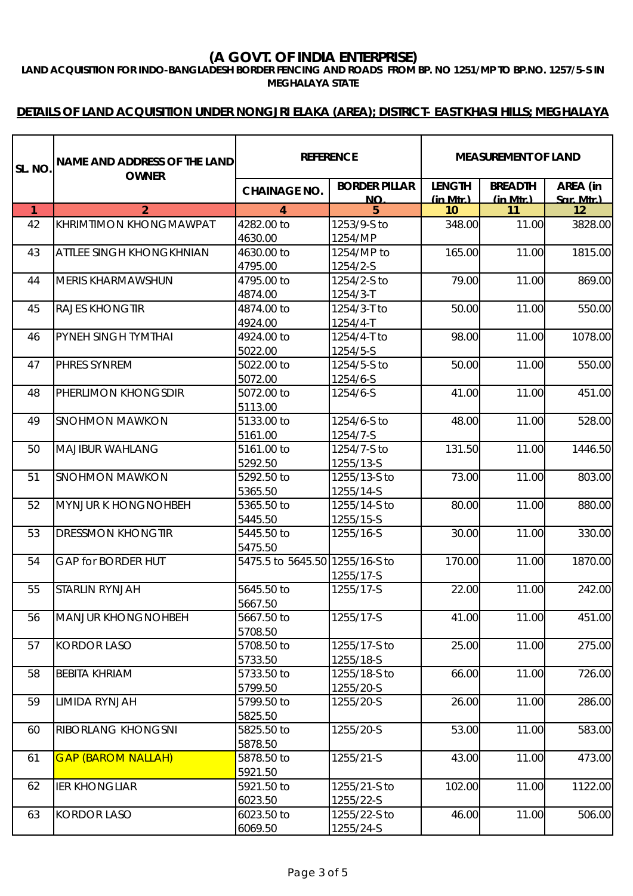# (A GOVT. OF INDIA ENTERPRISE)

**LAND ACQUISITION FOR INDO-BANGLADESH BORDER FENCING AND ROADS FROM BP. NO 1251/MP TO BP.NO. 1257/5-S IN MEGHALAYA STATE**

**DETAILS OF LAND ACQUISITION UNDER NONGJRI ELAKA (AREA); DISTRICT- EAST KHASI HILLS; MEGHALAYA**

| SL. NO. | NAME AND ADDRESS OF THE LAND OWNER | REFERENCE | | MEASUREMENT OF LAND | | |
|---|---|---|---|---|---|---|
| | | CHAINAGE NO. | BORDER PILLAR NO. | LENGTH (in Mtr.) | BREADTH (in Mtr.) | AREA (in Sqr. Mtr.) |
| 1 | 2 | 4 | 5 | 10 | 11 | 12 |
| 42 | KHRIMTIMON KHONGMAWPAT | 4282.00 to 4630.00 | 1253/9-S to 1254/MP | 348.00 | 11.00 | 3828.00 |
| 43 | ATTLEE SINGH KHONGKHNIAN | 4630.00 to 4795.00 | 1254/MP to 1254/2-S | 165.00 | 11.00 | 1815.00 |
| 44 | MERIS KHARMAWSHUN | 4795.00 to 4874.00 | 1254/2-S to 1254/3-T | 79.00 | 11.00 | 869.00 |
| 45 | RAJES KHONGTIR | 4874.00 to 4924.00 | 1254/3-T to 1254/4-T | 50.00 | 11.00 | 550.00 |
| 46 | PYNEH SINGH TYMTHAI | 4924.00 to 5022.00 | 1254/4-T to 1254/5-S | 98.00 | 11.00 | 1078.00 |
| 47 | PHRES SYNREM | 5022.00 to 5072.00 | 1254/5-S to 1254/6-S | 50.00 | 11.00 | 550.00 |
| 48 | PHERLIMON KHONGSDIR | 5072.00 to 5113.00 | 1254/6-S | 41.00 | 11.00 | 451.00 |
| 49 | SNOHMON MAWKON | 5133.00 to 5161.00 | 1254/6-S to 1254/7-S | 48.00 | 11.00 | 528.00 |
| 50 | MAJIBUR WAHLANG | 5161.00 to 5292.50 | 1254/7-S to 1255/13-S | 131.50 | 11.00 | 1446.50 |
| 51 | SNOHMON MAWKON | 5292.50 to 5365.50 | 1255/13-S to 1255/14-S | 73.00 | 11.00 | 803.00 |
| 52 | MYNJUR KHONGNOHBEH | 5365.50 to 5445.50 | 1255/14-S to 1255/15-S | 80.00 | 11.00 | 880.00 |
| 53 | DRESSMON KHONGTIR | 5445.50 to 5475.50 | 1255/16-S | 30.00 | 11.00 | 330.00 |
| 54 | GAP for BORDER HUT | 5475.5 to 5645.50 | 1255/16-S to 1255/17-S | 170.00 | 11.00 | 1870.00 |
| 55 | STARLIN RYNJAH | 5645.50 to 5667.50 | 1255/17-S | 22.00 | 11.00 | 242.00 |
| 56 | MANJUR KHONGNOHBEH | 5667.50 to 5708.50 | 1255/17-S | 41.00 | 11.00 | 451.00 |
| 57 | KORDOR LASO | 5708.50 to 5733.50 | 1255/17-S to 1255/18-S | 25.00 | 11.00 | 275.00 |
| 58 | BEBITA KHRIAM | 5733.50 to 5799.50 | 1255/18-S to 1255/20-S | 66.00 | 11.00 | 726.00 |
| 59 | LIMIDA RYNJAH | 5799.50 to 5825.50 | 1255/20-S | 26.00 | 11.00 | 286.00 |
| 60 | RIBORLANG KHONGSNI | 5825.50 to 5878.50 | 1255/20-S | 53.00 | 11.00 | 583.00 |
| 61 | GAP (BAROM NALLAH) | 5878.50 to 5921.50 | 1255/21-S | 43.00 | 11.00 | 473.00 |
| 62 | IER KHONGLIAR | 5921.50 to 6023.50 | 1255/21-S to 1255/22-S | 102.00 | 11.00 | 1122.00 |
| 63 | KORDOR LASO | 6023.50 to 6069.50 | 1255/22-S to 1255/24-S | 46.00 | 11.00 | 506.00 |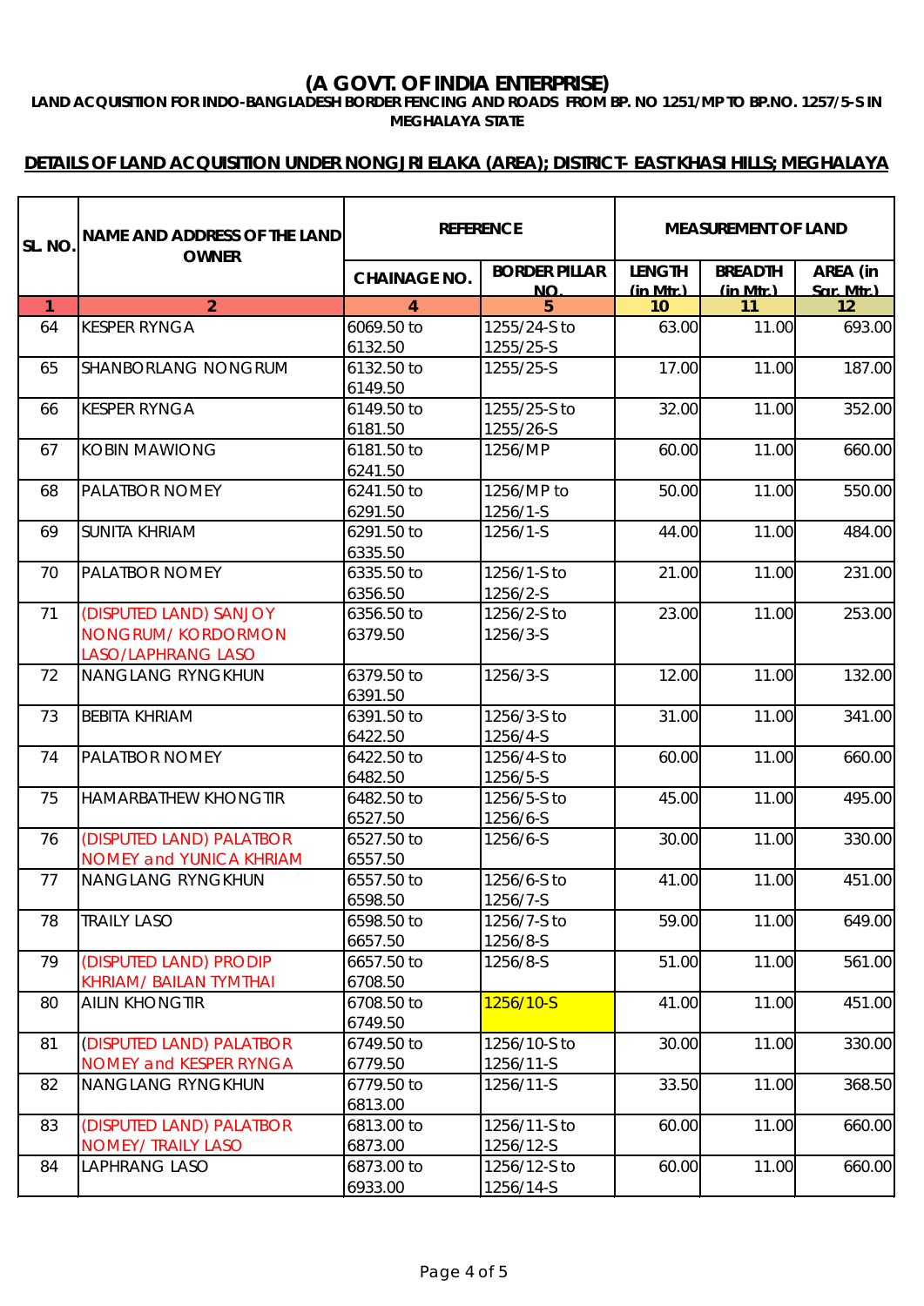# (A GOVT. OF INDIA ENTERPRISE)

**LAND ACQUISITION FOR INDO-BANGLADESH BORDER FENCING AND ROADS FROM BP. NO 1251/MP TO BP.NO. 1257/5-S IN MEGHALAYA STATE**

**DETAILS OF LAND ACQUISITION UNDER NONGJRI ELAKA (AREA); DISTRICT- EAST KHASI HILLS; MEGHALAYA**

| SL. NO. | NAME AND ADDRESS OF THE LAND OWNER | REFERENCE | | MEASUREMENT OF LAND | | |
|---|---|---|---|---|---|---|
| | | CHAINAGE NO. | BORDER PILLAR NO. | LENGTH (in Mtr.) | BREADTH (in Mtr.) | AREA (in Sqr. Mtr.) |
| 1 | 2 | 4 | 5 | 10 | 11 | 12 |
| 64 | KESPER RYNGA | 6069.50 to 6132.50 | 1255/24-S to 1255/25-S | 63.00 | 11.00 | 693.00 |
| 65 | SHANBORLANG NONGRUM | 6132.50 to 6149.50 | 1255/25-S | 17.00 | 11.00 | 187.00 |
| 66 | KESPER RYNGA | 6149.50 to 6181.50 | 1255/25-S to 1255/26-S | 32.00 | 11.00 | 352.00 |
| 67 | KOBIN MAWIONG | 6181.50 to 6241.50 | 1256/MP | 60.00 | 11.00 | 660.00 |
| 68 | PALATBOR NOMEY | 6241.50 to 6291.50 | 1256/MP to 1256/1-S | 50.00 | 11.00 | 550.00 |
| 69 | SUNITA KHRIAM | 6291.50 to 6335.50 | 1256/1-S | 44.00 | 11.00 | 484.00 |
| 70 | PALATBOR NOMEY | 6335.50 to 6356.50 | 1256/1-S to 1256/2-S | 21.00 | 11.00 | 231.00 |
| 71 | (DISPUTED LAND) SANJOY NONGRUM/ KORDORMON LASO/LAPHRANG LASO | 6356.50 to 6379.50 | 1256/2-S to 1256/3-S | 23.00 | 11.00 | 253.00 |
| 72 | NANGLANG RYNGKHUN | 6379.50 to 6391.50 | 1256/3-S | 12.00 | 11.00 | 132.00 |
| 73 | BEBITA KHRIAM | 6391.50 to 6422.50 | 1256/3-S to 1256/4-S | 31.00 | 11.00 | 341.00 |
| 74 | PALATBOR NOMEY | 6422.50 to 6482.50 | 1256/4-S to 1256/5-S | 60.00 | 11.00 | 660.00 |
| 75 | HAMARBATHEW KHONGTIR | 6482.50 to 6527.50 | 1256/5-S to 1256/6-S | 45.00 | 11.00 | 495.00 |
| 76 | (DISPUTED LAND) PALATBOR NOMEY and YUNICA KHRIAM | 6527.50 to 6557.50 | 1256/6-S | 30.00 | 11.00 | 330.00 |
| 77 | NANGLANG RYNGKHUN | 6557.50 to 6598.50 | 1256/6-S to 1256/7-S | 41.00 | 11.00 | 451.00 |
| 78 | TRAILY LASO | 6598.50 to 6657.50 | 1256/7-S to 1256/8-S | 59.00 | 11.00 | 649.00 |
| 79 | (DISPUTED LAND) PRODIP KHRIAM/ BAILAN TYMTHAI | 6657.50 to 6708.50 | 1256/8-S | 51.00 | 11.00 | 561.00 |
| 80 | AILIN KHONGTIR | 6708.50 to 6749.50 | 1256/10-S | 41.00 | 11.00 | 451.00 |
| 81 | (DISPUTED LAND) PALATBOR NOMEY and KESPER RYNGA | 6749.50 to 6779.50 | 1256/10-S to 1256/11-S | 30.00 | 11.00 | 330.00 |
| 82 | NANGLANG RYNGKHUN | 6779.50 to 6813.00 | 1256/11-S | 33.50 | 11.00 | 368.50 |
| 83 | (DISPUTED LAND) PALATBOR NOMEY/ TRAILY LASO | 6813.00 to 6873.00 | 1256/11-S to 1256/12-S | 60.00 | 11.00 | 660.00 |
| 84 | LAPHRANG LASO | 6873.00 to 6933.00 | 1256/12-S to 1256/14-S | 60.00 | 11.00 | 660.00 |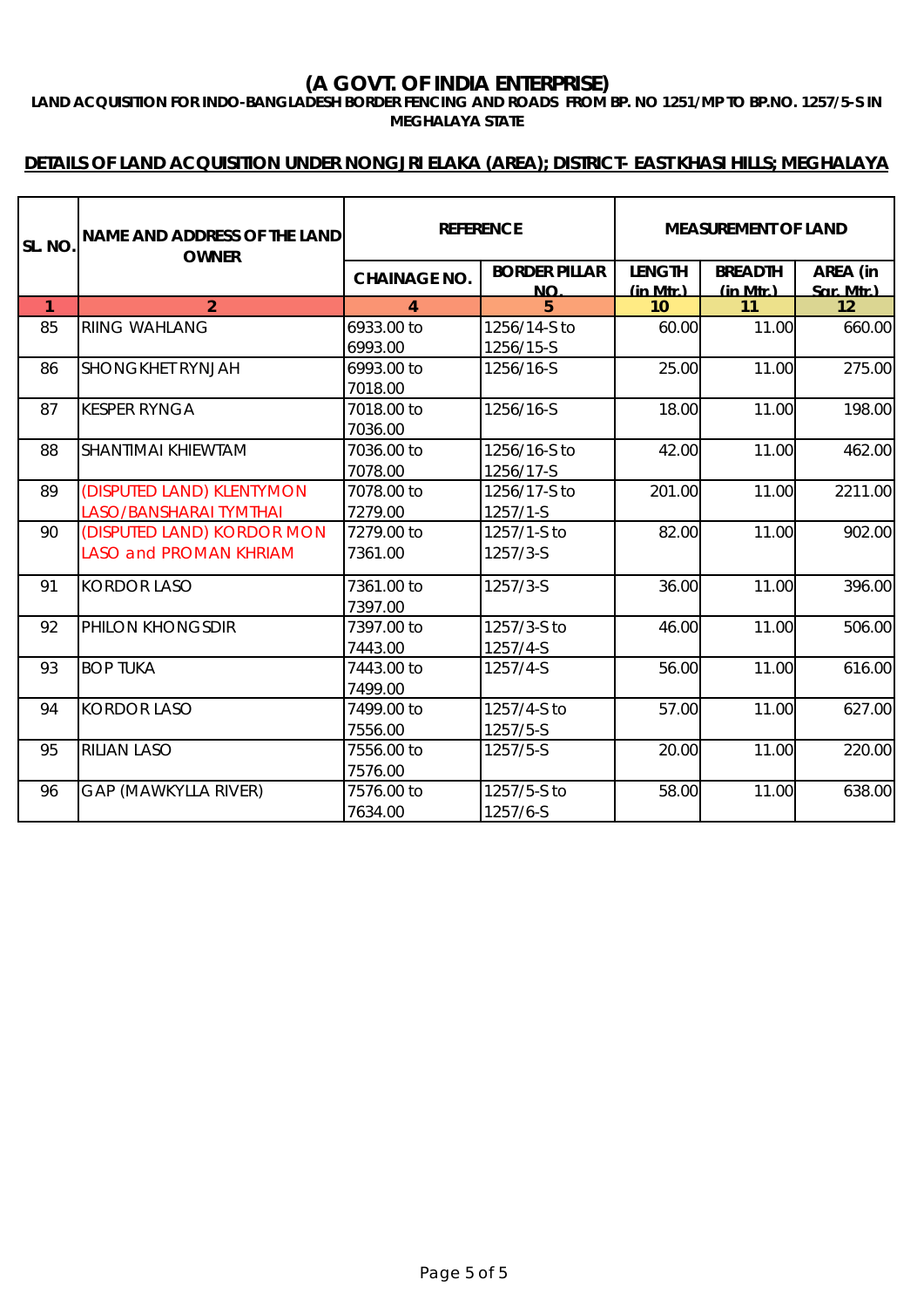# (A GOVT. OF INDIA ENTERPRISE)

**LAND ACQUISITION FOR INDO-BANGLADESH BORDER FENCING AND ROADS FROM BP. NO 1251/MP TO BP.NO. 1257/5-S IN MEGHALAYA STATE**

## DETAILS OF LAND ACQUISITION UNDER NONGJRI ELAKA (AREA); DISTRICT- EAST KHASI HILLS; MEGHALAYA

| SL. NO. | NAME AND ADDRESS OF THE LAND OWNER | REFERENCE | | MEASUREMENT OF LAND | | |
|---|---|---|---|---|---|---|
| | | CHAINAGE NO. | BORDER PILLAR NO. | LENGTH (in Mtr.) | BREADTH (in Mtr.) | AREA (in Sqr. Mtr.) |
| 1 | 2 | 4 | 5 | 10 | 11 | 12 |
| 85 | RIING WAHLANG | 6933.00 to 6993.00 | 1256/14-S to 1256/15-S | 60.00 | 11.00 | 660.00 |
| 86 | SHONGKHET RYNJAH | 6993.00 to 7018.00 | 1256/16-S | 25.00 | 11.00 | 275.00 |
| 87 | KESPER RYNGA | 7018.00 to 7036.00 | 1256/16-S | 18.00 | 11.00 | 198.00 |
| 88 | SHANTIMAI KHIEWTAM | 7036.00 to 7078.00 | 1256/16-S to 1256/17-S | 42.00 | 11.00 | 462.00 |
| 89 | (DISPUTED LAND) KLENTYMON LASO/BANSHARAI TYMTHAI | 7078.00 to 7279.00 | 1256/17-S to 1257/1-S | 201.00 | 11.00 | 2211.00 |
| 90 | (DISPUTED LAND) KORDOR MON LASO and PROMAN KHRIAM | 7279.00 to 7361.00 | 1257/1-S to 1257/3-S | 82.00 | 11.00 | 902.00 |
| 91 | KORDOR LASO | 7361.00 to 7397.00 | 1257/3-S | 36.00 | 11.00 | 396.00 |
| 92 | PHILON KHONGSDIR | 7397.00 to 7443.00 | 1257/3-S to 1257/4-S | 46.00 | 11.00 | 506.00 |
| 93 | BOP TUKA | 7443.00 to 7499.00 | 1257/4-S | 56.00 | 11.00 | 616.00 |
| 94 | KORDOR LASO | 7499.00 to 7556.00 | 1257/4-S to 1257/5-S | 57.00 | 11.00 | 627.00 |
| 95 | RILIAN LASO | 7556.00 to 7576.00 | 1257/5-S | 20.00 | 11.00 | 220.00 |
| 96 | GAP (MAWKYLLA RIVER) | 7576.00 to 7634.00 | 1257/5-S to 1257/6-S | 58.00 | 11.00 | 638.00 |